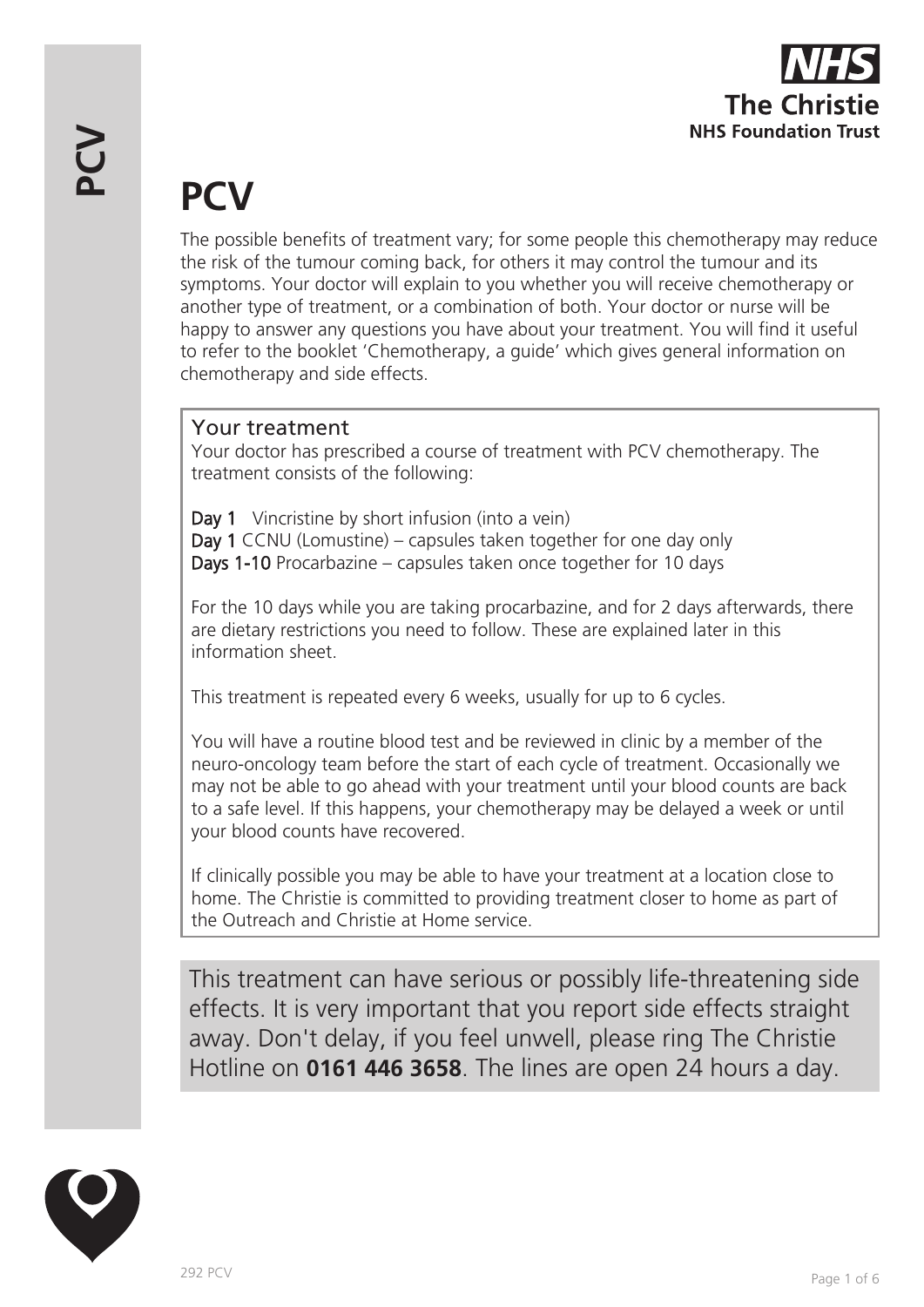# PCV

The possible benefits of treatment vary; for some people this chemotherapy may reduce the risk of the tumour coming back, for others it may control the tumour and its symptoms. Your doctor will explain to you whether you will receive chemotherapy or another type of treatment, or a combination of both. Your doctor or nurse will be happy to answer any questions you have about your treatment. You will find it useful to refer to the booklet 'Chemotherapy, a guide' which gives general information on chemotherapy and side effects.

## Your treatment

Your doctor has prescribed a course of treatment with PCV chemotherapy. The treatment consists of the following:

**Day 1** Vincristine by short infusion (into a vein)
**Day 1** CCNU (Lomustine) – capsules taken together for one day only
**Days 1-10** Procarbazine – capsules taken once together for 10 days

For the 10 days while you are taking procarbazine, and for 2 days afterwards, there are dietary restrictions you need to follow. These are explained later in this information sheet.

This treatment is repeated every 6 weeks, usually for up to 6 cycles.

You will have a routine blood test and be reviewed in clinic by a member of the neuro-oncology team before the start of each cycle of treatment. Occasionally we may not be able to go ahead with your treatment until your blood counts are back to a safe level. If this happens, your chemotherapy may be delayed a week or until your blood counts have recovered.

If clinically possible you may be able to have your treatment at a location close to home. The Christie is committed to providing treatment closer to home as part of the Outreach and Christie at Home service.

This treatment can have serious or possibly life-threatening side effects. It is very important that you report side effects straight away. Don't delay, if you feel unwell, please ring The Christie Hotline on **0161 446 3658**. The lines are open 24 hours a day.

292 PCV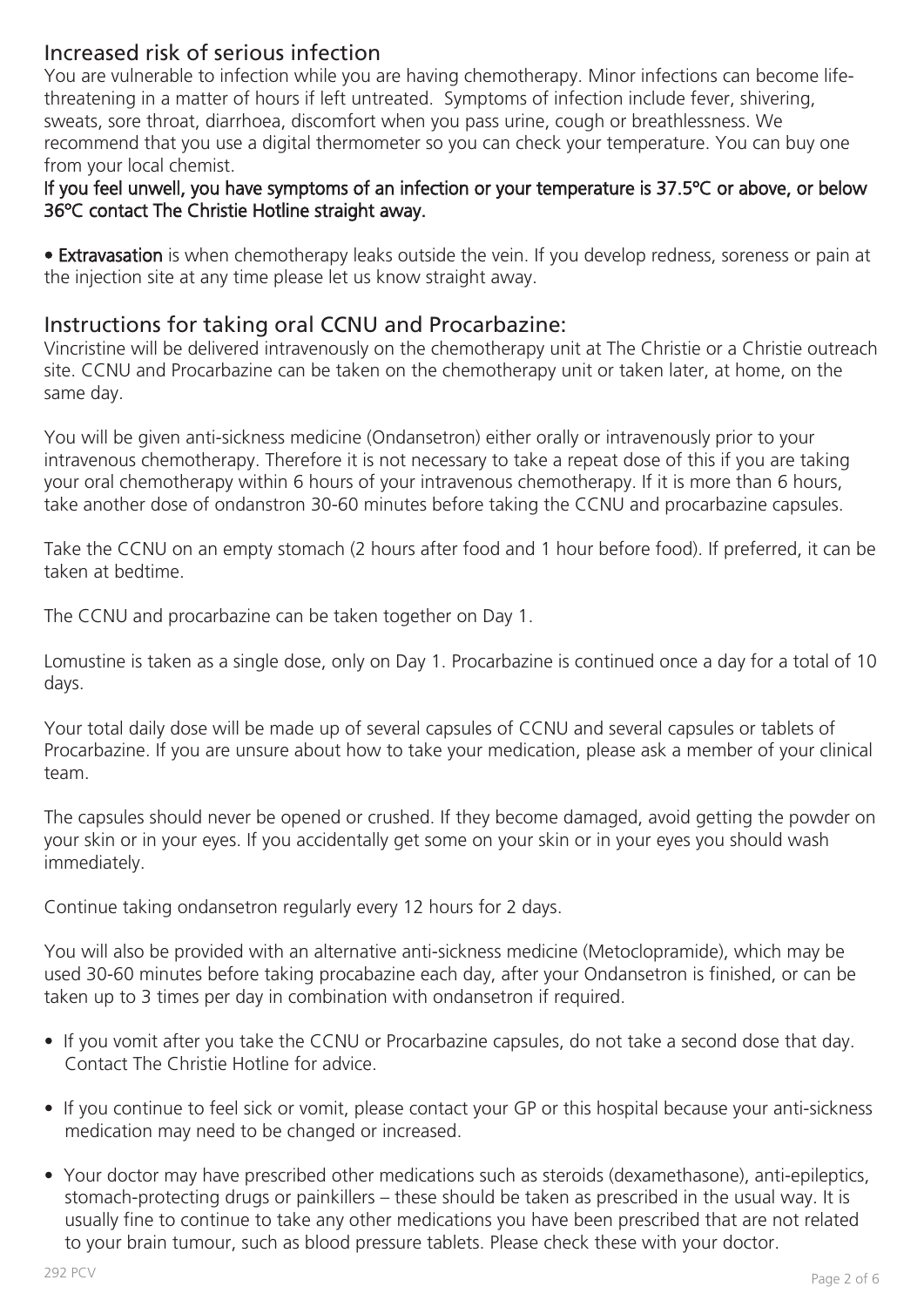## Increased risk of serious infection

You are vulnerable to infection while you are having chemotherapy. Minor infections can become life-threatening in a matter of hours if left untreated. Symptoms of infection include fever, shivering, sweats, sore throat, diarrhoea, discomfort when you pass urine, cough or breathlessness. We recommend that you use a digital thermometer so you can check your temperature. You can buy one from your local chemist.

**If you feel unwell, you have symptoms of an infection or your temperature is 37.5ºC or above, or below 36ºC contact The Christie Hotline straight away.**

- **Extravasation** is when chemotherapy leaks outside the vein. If you develop redness, soreness or pain at the injection site at any time please let us know straight away.

## Instructions for taking oral CCNU and Procarbazine:

Vincristine will be delivered intravenously on the chemotherapy unit at The Christie or a Christie outreach site. CCNU and Procarbazine can be taken on the chemotherapy unit or taken later, at home, on the same day.

You will be given anti-sickness medicine (Ondansetron) either orally or intravenously prior to your intravenous chemotherapy. Therefore it is not necessary to take a repeat dose of this if you are taking your oral chemotherapy within 6 hours of your intravenous chemotherapy. If it is more than 6 hours, take another dose of ondanstron 30-60 minutes before taking the CCNU and procarbazine capsules.

Take the CCNU on an empty stomach (2 hours after food and 1 hour before food). If preferred, it can be taken at bedtime.

The CCNU and procarbazine can be taken together on Day 1.

Lomustine is taken as a single dose, only on Day 1. Procarbazine is continued once a day for a total of 10 days.

Your total daily dose will be made up of several capsules of CCNU and several capsules or tablets of Procarbazine. If you are unsure about how to take your medication, please ask a member of your clinical team.

The capsules should never be opened or crushed. If they become damaged, avoid getting the powder on your skin or in your eyes. If you accidentally get some on your skin or in your eyes you should wash immediately.

Continue taking ondansetron regularly every 12 hours for 2 days.

You will also be provided with an alternative anti-sickness medicine (Metoclopramide), which may be used 30-60 minutes before taking procabazine each day, after your Ondansetron is finished, or can be taken up to 3 times per day in combination with ondansetron if required.

- If you vomit after you take the CCNU or Procarbazine capsules, do not take a second dose that day. Contact The Christie Hotline for advice.
- If you continue to feel sick or vomit, please contact your GP or this hospital because your anti-sickness medication may need to be changed or increased.
- Your doctor may have prescribed other medications such as steroids (dexamethasone), anti-epileptics, stomach-protecting drugs or painkillers – these should be taken as prescribed in the usual way. It is usually fine to continue to take any other medications you have been prescribed that are not related to your brain tumour, such as blood pressure tablets. Please check these with your doctor.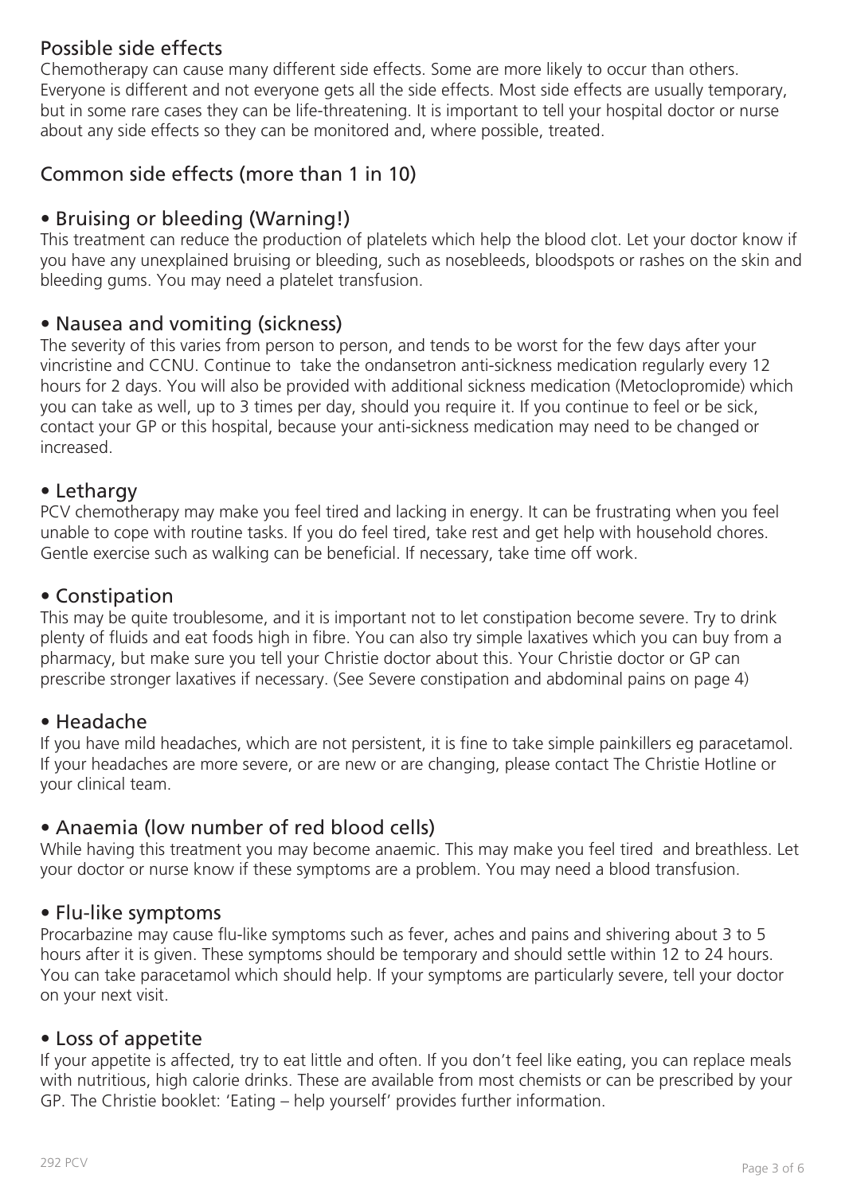## Possible side effects

Chemotherapy can cause many different side effects. Some are more likely to occur than others. Everyone is different and not everyone gets all the side effects. Most side effects are usually temporary, but in some rare cases they can be life-threatening. It is important to tell your hospital doctor or nurse about any side effects so they can be monitored and, where possible, treated.

## Common side effects (more than 1 in 10)

### • Bruising or bleeding (Warning!)

This treatment can reduce the production of platelets which help the blood clot. Let your doctor know if you have any unexplained bruising or bleeding, such as nosebleeds, bloodspots or rashes on the skin and bleeding gums. You may need a platelet transfusion.

### • Nausea and vomiting (sickness)

The severity of this varies from person to person, and tends to be worst for the few days after your vincristine and CCNU. Continue to take the ondansetron anti-sickness medication regularly every 12 hours for 2 days. You will also be provided with additional sickness medication (Metoclopromide) which you can take as well, up to 3 times per day, should you require it. If you continue to feel or be sick, contact your GP or this hospital, because your anti-sickness medication may need to be changed or increased.

### • Lethargy

PCV chemotherapy may make you feel tired and lacking in energy. It can be frustrating when you feel unable to cope with routine tasks. If you do feel tired, take rest and get help with household chores. Gentle exercise such as walking can be beneficial. If necessary, take time off work.

### • Constipation

This may be quite troublesome, and it is important not to let constipation become severe. Try to drink plenty of fluids and eat foods high in fibre. You can also try simple laxatives which you can buy from a pharmacy, but make sure you tell your Christie doctor about this. Your Christie doctor or GP can prescribe stronger laxatives if necessary. (See Severe constipation and abdominal pains on page 4)

### • Headache

If you have mild headaches, which are not persistent, it is fine to take simple painkillers eg paracetamol. If your headaches are more severe, or are new or are changing, please contact The Christie Hotline or your clinical team.

### • Anaemia (low number of red blood cells)

While having this treatment you may become anaemic. This may make you feel tired and breathless. Let your doctor or nurse know if these symptoms are a problem. You may need a blood transfusion.

### • Flu-like symptoms

Procarbazine may cause flu-like symptoms such as fever, aches and pains and shivering about 3 to 5 hours after it is given. These symptoms should be temporary and should settle within 12 to 24 hours. You can take paracetamol which should help. If your symptoms are particularly severe, tell your doctor on your next visit.

### • Loss of appetite

If your appetite is affected, try to eat little and often. If you don't feel like eating, you can replace meals with nutritious, high calorie drinks. These are available from most chemists or can be prescribed by your GP. The Christie booklet: 'Eating – help yourself' provides further information.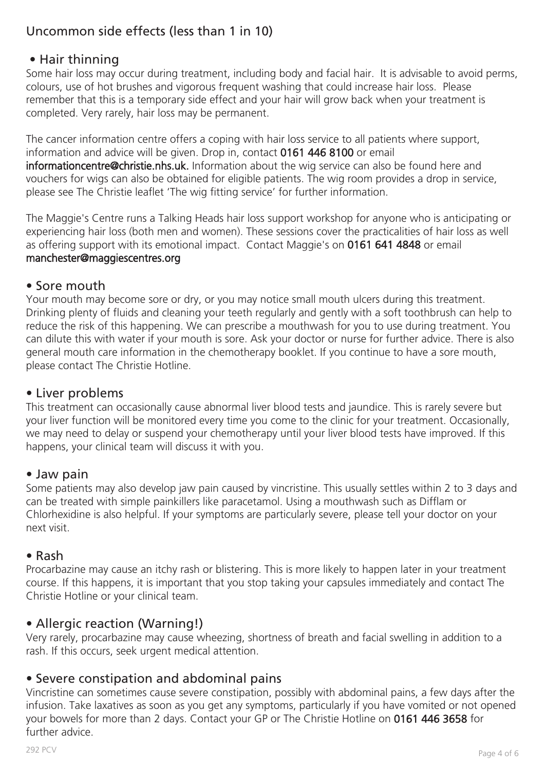## Uncommon side effects (less than 1 in 10)

### • Hair thinning

Some hair loss may occur during treatment, including body and facial hair. It is advisable to avoid perms, colours, use of hot brushes and vigorous frequent washing that could increase hair loss. Please remember that this is a temporary side effect and your hair will grow back when your treatment is completed. Very rarely, hair loss may be permanent.

The cancer information centre offers a coping with hair loss service to all patients where support, information and advice will be given. Drop in, contact **0161 446 8100** or email **informationcentre@christie.nhs.uk.** Information about the wig service can also be found here and vouchers for wigs can also be obtained for eligible patients. The wig room provides a drop in service, please see The Christie leaflet 'The wig fitting service' for further information.

The Maggie's Centre runs a Talking Heads hair loss support workshop for anyone who is anticipating or experiencing hair loss (both men and women). These sessions cover the practicalities of hair loss as well as offering support with its emotional impact. Contact Maggie's on **0161 641 4848** or email **manchester@maggiescentres.org**

### • Sore mouth

Your mouth may become sore or dry, or you may notice small mouth ulcers during this treatment. Drinking plenty of fluids and cleaning your teeth regularly and gently with a soft toothbrush can help to reduce the risk of this happening. We can prescribe a mouthwash for you to use during treatment. You can dilute this with water if your mouth is sore. Ask your doctor or nurse for further advice. There is also general mouth care information in the chemotherapy booklet. If you continue to have a sore mouth, please contact The Christie Hotline.

### • Liver problems

This treatment can occasionally cause abnormal liver blood tests and jaundice. This is rarely severe but your liver function will be monitored every time you come to the clinic for your treatment. Occasionally, we may need to delay or suspend your chemotherapy until your liver blood tests have improved. If this happens, your clinical team will discuss it with you.

### • Jaw pain

Some patients may also develop jaw pain caused by vincristine. This usually settles within 2 to 3 days and can be treated with simple painkillers like paracetamol. Using a mouthwash such as Difflam or Chlorhexidine is also helpful. If your symptoms are particularly severe, please tell your doctor on your next visit.

### • Rash

Procarbazine may cause an itchy rash or blistering. This is more likely to happen later in your treatment course. If this happens, it is important that you stop taking your capsules immediately and contact The Christie Hotline or your clinical team.

### • Allergic reaction (Warning!)

Very rarely, procarbazine may cause wheezing, shortness of breath and facial swelling in addition to a rash. If this occurs, seek urgent medical attention.

### • Severe constipation and abdominal pains

Vincristine can sometimes cause severe constipation, possibly with abdominal pains, a few days after the infusion. Take laxatives as soon as you get any symptoms, particularly if you have vomited or not opened your bowels for more than 2 days. Contact your GP or The Christie Hotline on **0161 446 3658** for further advice.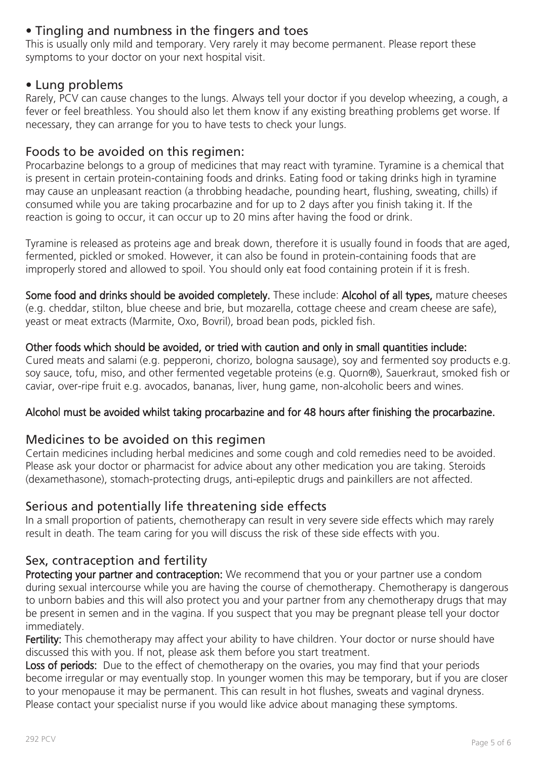### • Tingling and numbness in the fingers and toes

This is usually only mild and temporary. Very rarely it may become permanent. Please report these symptoms to your doctor on your next hospital visit.

### • Lung problems

Rarely, PCV can cause changes to the lungs. Always tell your doctor if you develop wheezing, a cough, a fever or feel breathless. You should also let them know if any existing breathing problems get worse. If necessary, they can arrange for you to have tests to check your lungs.

## Foods to be avoided on this regimen:

Procarbazine belongs to a group of medicines that may react with tyramine. Tyramine is a chemical that is present in certain protein-containing foods and drinks. Eating food or taking drinks high in tyramine may cause an unpleasant reaction (a throbbing headache, pounding heart, flushing, sweating, chills) if consumed while you are taking procarbazine and for up to 2 days after you finish taking it. If the reaction is going to occur, it can occur up to 20 mins after having the food or drink.

Tyramine is released as proteins age and break down, therefore it is usually found in foods that are aged, fermented, pickled or smoked. However, it can also be found in protein-containing foods that are improperly stored and allowed to spoil. You should only eat food containing protein if it is fresh.

**Some food and drinks should be avoided completely.** These include: **Alcohol of all types,** mature cheeses (e.g. cheddar, stilton, blue cheese and brie, but mozarella, cottage cheese and cream cheese are safe), yeast or meat extracts (Marmite, Oxo, Bovril), broad bean pods, pickled fish.

**Other foods which should be avoided, or tried with caution and only in small quantities include:**
Cured meats and salami (e.g. pepperoni, chorizo, bologna sausage), soy and fermented soy products e.g. soy sauce, tofu, miso, and other fermented vegetable proteins (e.g. Quorn®), Sauerkraut, smoked fish or caviar, over-ripe fruit e.g. avocados, bananas, liver, hung game, non-alcoholic beers and wines.

**Alcohol must be avoided whilst taking procarbazine and for 48 hours after finishing the procarbazine.**

## Medicines to be avoided on this regimen

Certain medicines including herbal medicines and some cough and cold remedies need to be avoided. Please ask your doctor or pharmacist for advice about any other medication you are taking. Steroids (dexamethasone), stomach-protecting drugs, anti-epileptic drugs and painkillers are not affected.

## Serious and potentially life threatening side effects

In a small proportion of patients, chemotherapy can result in very severe side effects which may rarely result in death. The team caring for you will discuss the risk of these side effects with you.

## Sex, contraception and fertility

**Protecting your partner and contraception:** We recommend that you or your partner use a condom during sexual intercourse while you are having the course of chemotherapy. Chemotherapy is dangerous to unborn babies and this will also protect you and your partner from any chemotherapy drugs that may be present in semen and in the vagina. If you suspect that you may be pregnant please tell your doctor immediately.

**Fertility:** This chemotherapy may affect your ability to have children. Your doctor or nurse should have discussed this with you. If not, please ask them before you start treatment.

**Loss of periods:** Due to the effect of chemotherapy on the ovaries, you may find that your periods become irregular or may eventually stop. In younger women this may be temporary, but if you are closer to your menopause it may be permanent. This can result in hot flushes, sweats and vaginal dryness. Please contact your specialist nurse if you would like advice about managing these symptoms.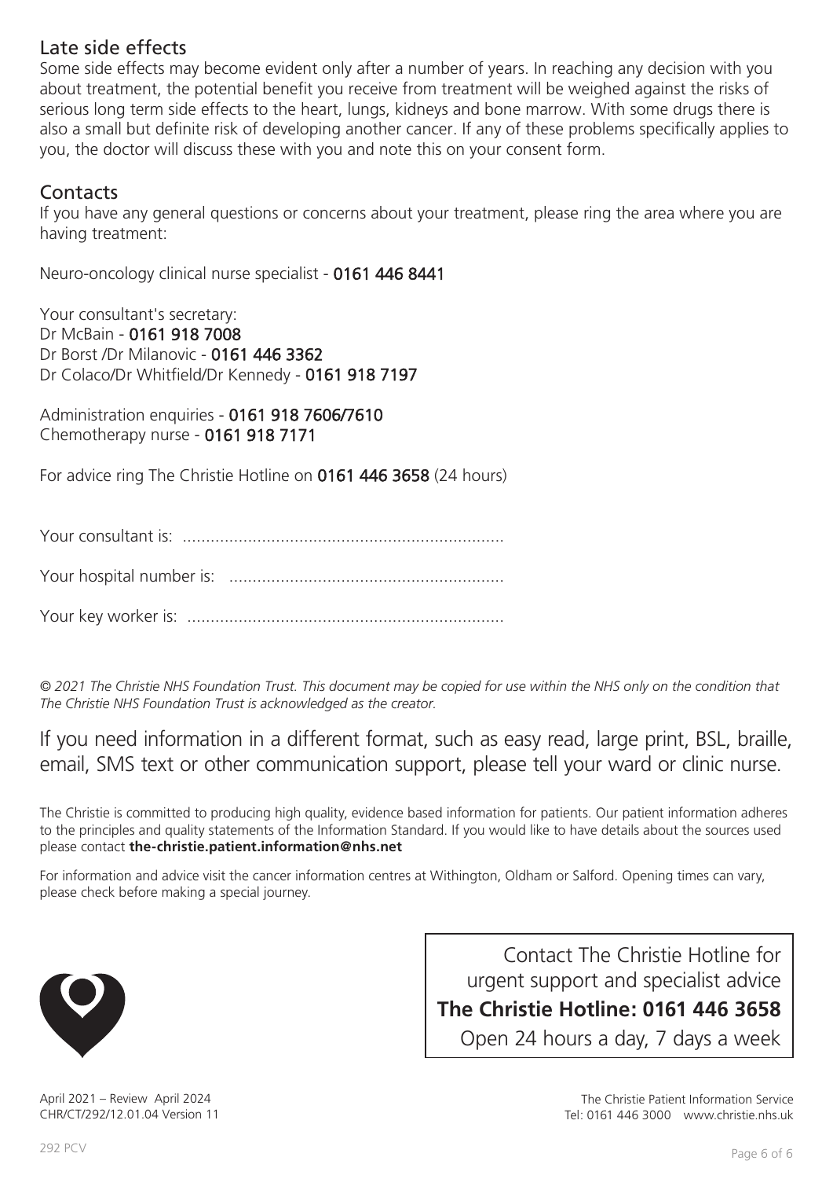## Late side effects

Some side effects may become evident only after a number of years. In reaching any decision with you about treatment, the potential benefit you receive from treatment will be weighed against the risks of serious long term side effects to the heart, lungs, kidneys and bone marrow. With some drugs there is also a small but definite risk of developing another cancer. If any of these problems specifically applies to you, the doctor will discuss these with you and note this on your consent form.

## Contacts

If you have any general questions or concerns about your treatment, please ring the area where you are having treatment:

Neuro-oncology clinical nurse specialist - **0161 446 8441**

Your consultant's secretary:
Dr McBain - **0161 918 7008**
Dr Borst /Dr Milanovic - **0161 446 3362**
Dr Colaco/Dr Whitfield/Dr Kennedy - **0161 918 7197**

Administration enquiries - **0161 918 7606/7610**
Chemotherapy nurse - **0161 918 7171**

For advice ring The Christie Hotline on **0161 446 3658** (24 hours)

Your consultant is: ....................................................................

Your hospital number is: ..........................................................

Your key worker is: ...................................................................

*© 2021 The Christie NHS Foundation Trust. This document may be copied for use within the NHS only on the condition that The Christie NHS Foundation Trust is acknowledged as the creator.*

If you need information in a different format, such as easy read, large print, BSL, braille, email, SMS text or other communication support, please tell your ward or clinic nurse.

The Christie is committed to producing high quality, evidence based information for patients. Our patient information adheres to the principles and quality statements of the Information Standard. If you would like to have details about the sources used please contact **the-christie.patient.information@nhs.net**

For information and advice visit the cancer information centres at Withington, Oldham or Salford. Opening times can vary, please check before making a special journey.

Contact The Christie Hotline for urgent support and specialist advice
**The Christie Hotline: 0161 446 3658**
Open 24 hours a day, 7 days a week

April 2021 – Review April 2024
CHR/CT/292/12.01.04 Version 11

The Christie Patient Information Service
Tel: 0161 446 3000 www.christie.nhs.uk

292 PCV